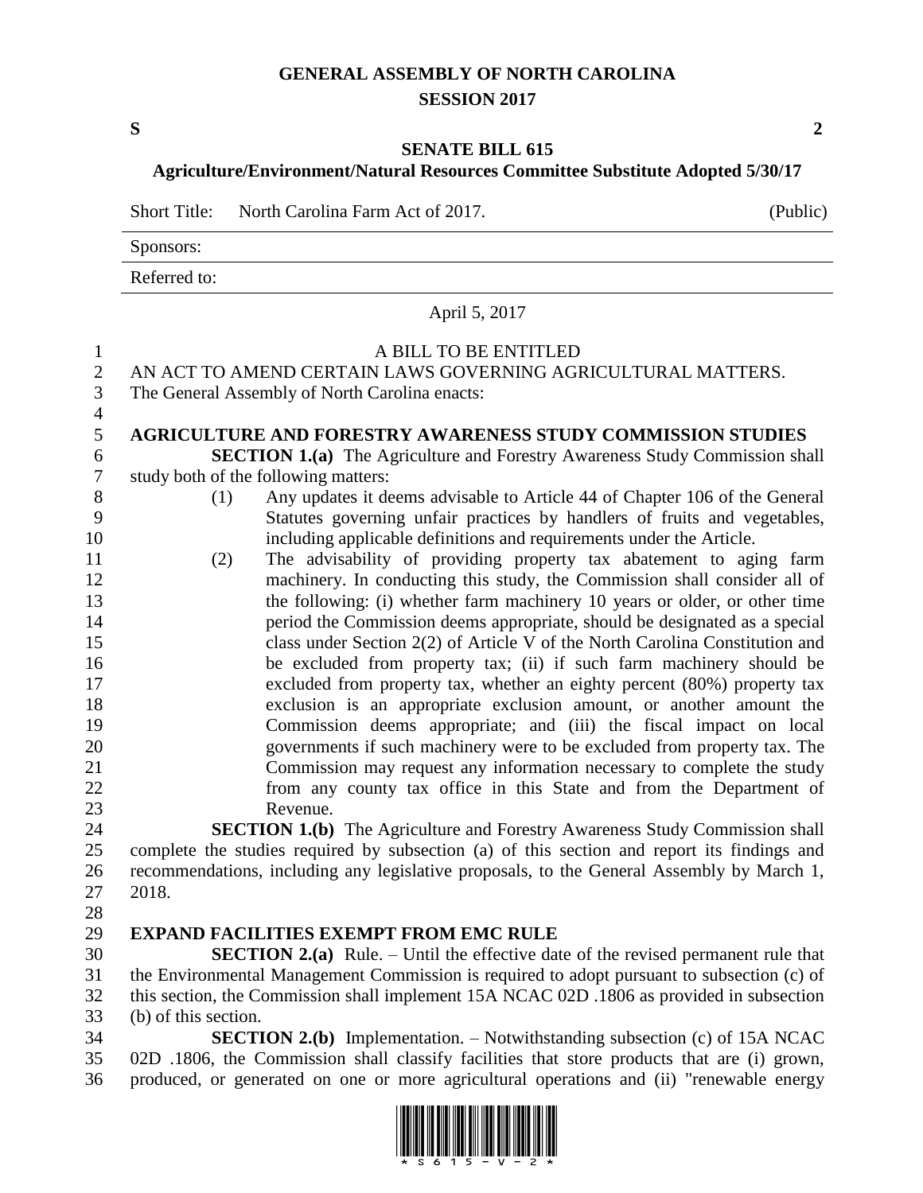# GENERAL ASSEMBLY OF NORTH CAROLINA
## SESSION 2017

**S** **2**

## SENATE BILL 615
### Agriculture/Environment/Natural Resources Committee Substitute Adopted 5/30/17

Short Title: North Carolina Farm Act of 2017. (Public)

Sponsors:

Referred to:

April 5, 2017

A BILL TO BE ENTITLED

AN ACT TO AMEND CERTAIN LAWS GOVERNING AGRICULTURAL MATTERS.

The General Assembly of North Carolina enacts:

**AGRICULTURE AND FORESTRY AWARENESS STUDY COMMISSION STUDIES**

**SECTION 1.(a)** The Agriculture and Forestry Awareness Study Commission shall study both of the following matters:

(1) Any updates it deems advisable to Article 44 of Chapter 106 of the General Statutes governing unfair practices by handlers of fruits and vegetables, including applicable definitions and requirements under the Article.

(2) The advisability of providing property tax abatement to aging farm machinery. In conducting this study, the Commission shall consider all of the following: (i) whether farm machinery 10 years or older, or other time period the Commission deems appropriate, should be designated as a special class under Section 2(2) of Article V of the North Carolina Constitution and be excluded from property tax; (ii) if such farm machinery should be excluded from property tax, whether an eighty percent (80%) property tax exclusion is an appropriate exclusion amount, or another amount the Commission deems appropriate; and (iii) the fiscal impact on local governments if such machinery were to be excluded from property tax. The Commission may request any information necessary to complete the study from any county tax office in this State and from the Department of Revenue.

**SECTION 1.(b)** The Agriculture and Forestry Awareness Study Commission shall complete the studies required by subsection (a) of this section and report its findings and recommendations, including any legislative proposals, to the General Assembly by March 1, 2018.

**EXPAND FACILITIES EXEMPT FROM EMC RULE**

**SECTION 2.(a)** Rule. – Until the effective date of the revised permanent rule that the Environmental Management Commission is required to adopt pursuant to subsection (c) of this section, the Commission shall implement 15A NCAC 02D .1806 as provided in subsection (b) of this section.

**SECTION 2.(b)** Implementation. – Notwithstanding subsection (c) of 15A NCAC 02D .1806, the Commission shall classify facilities that store products that are (i) grown, produced, or generated on one or more agricultural operations and (ii) "renewable energy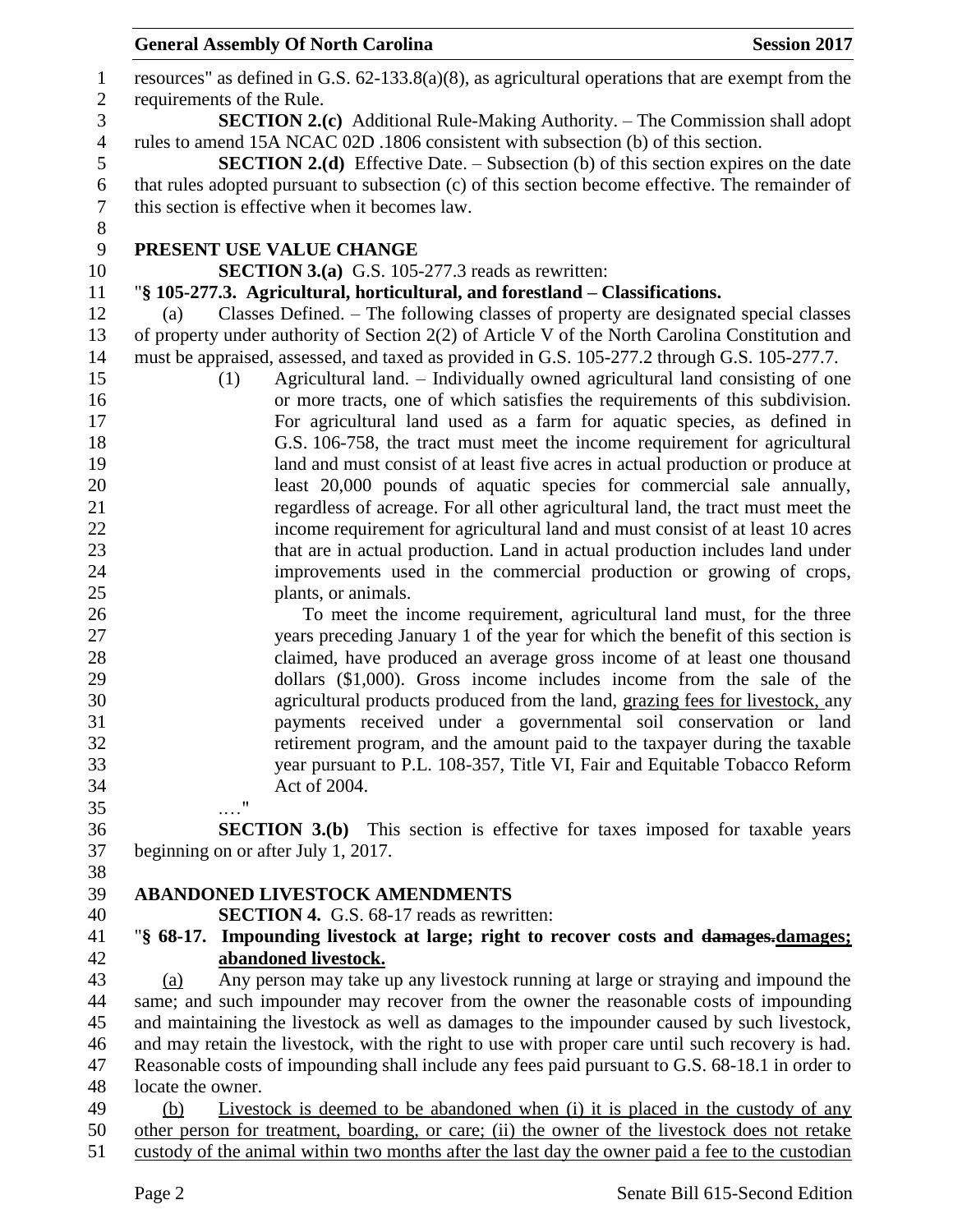resources" as defined in G.S. 62-133.8(a)(8), as agricultural operations that are exempt from the requirements of the Rule.

**SECTION 2.(c)** Additional Rule-Making Authority. – The Commission shall adopt rules to amend 15A NCAC 02D .1806 consistent with subsection (b) of this section.

**SECTION 2.(d)** Effective Date. – Subsection (b) of this section expires on the date that rules adopted pursuant to subsection (c) of this section become effective. The remainder of this section is effective when it becomes law.

**PRESENT USE VALUE CHANGE**

**SECTION 3.(a)** G.S. 105-277.3 reads as rewritten:

"**§ 105-277.3. Agricultural, horticultural, and forestland – Classifications.**

(a) Classes Defined. – The following classes of property are designated special classes of property under authority of Section 2(2) of Article V of the North Carolina Constitution and must be appraised, assessed, and taxed as provided in G.S. 105-277.2 through G.S. 105-277.7.

(1) Agricultural land. – Individually owned agricultural land consisting of one or more tracts, one of which satisfies the requirements of this subdivision. For agricultural land used as a farm for aquatic species, as defined in G.S. 106-758, the tract must meet the income requirement for agricultural land and must consist of at least five acres in actual production or produce at least 20,000 pounds of aquatic species for commercial sale annually, regardless of acreage. For all other agricultural land, the tract must meet the income requirement for agricultural land and must consist of at least 10 acres that are in actual production. Land in actual production includes land under improvements used in the commercial production or growing of crops, plants, or animals.

To meet the income requirement, agricultural land must, for the three years preceding January 1 of the year for which the benefit of this section is claimed, have produced an average gross income of at least one thousand dollars ($1,000). Gross income includes income from the sale of the agricultural products produced from the land, <u>grazing fees for livestock,</u> any payments received under a governmental soil conservation or land retirement program, and the amount paid to the taxpayer during the taxable year pursuant to P.L. 108-357, Title VI, Fair and Equitable Tobacco Reform Act of 2004.

…."

**SECTION 3.(b)** This section is effective for taxes imposed for taxable years beginning on or after July 1, 2017.

**ABANDONED LIVESTOCK AMENDMENTS**

**SECTION 4.** G.S. 68-17 reads as rewritten:

"**§ 68-17. Impounding livestock at large; right to recover costs and ~~damages.~~<u>damages; abandoned livestock.</u>**

<u>(a)</u> Any person may take up any livestock running at large or straying and impound the same; and such impounder may recover from the owner the reasonable costs of impounding and maintaining the livestock as well as damages to the impounder caused by such livestock, and may retain the livestock, with the right to use with proper care until such recovery is had. Reasonable costs of impounding shall include any fees paid pursuant to G.S. 68-18.1 in order to locate the owner.

<u>(b) Livestock is deemed to be abandoned when (i) it is placed in the custody of any other person for treatment, boarding, or care; (ii) the owner of the livestock does not retake custody of the animal within two months after the last day the owner paid a fee to the custodian</u>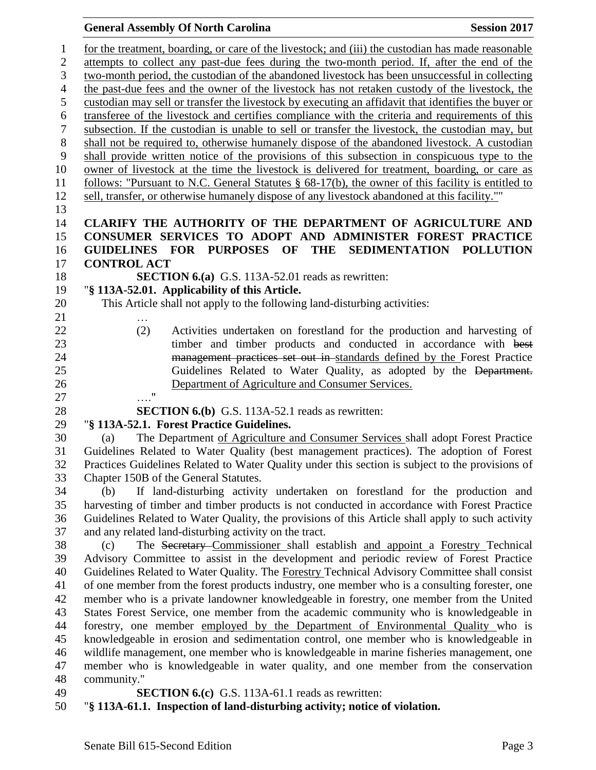for the treatment, boarding, or care of the livestock; and (iii) the custodian has made reasonable attempts to collect any past-due fees during the two-month period. If, after the end of the two-month period, the custodian of the abandoned livestock has been unsuccessful in collecting the past-due fees and the owner of the livestock has not retaken custody of the livestock, the custodian may sell or transfer the livestock by executing an affidavit that identifies the buyer or transferee of the livestock and certifies compliance with the criteria and requirements of this subsection. If the custodian is unable to sell or transfer the livestock, the custodian may, but shall not be required to, otherwise humanely dispose of the abandoned livestock. A custodian shall provide written notice of the provisions of this subsection in conspicuous type to the owner of livestock at the time the livestock is delivered for treatment, boarding, or care as follows: "Pursuant to N.C. General Statutes § 68-17(b), the owner of this facility is entitled to sell, transfer, or otherwise humanely dispose of any livestock abandoned at this facility.""

**CLARIFY THE AUTHORITY OF THE DEPARTMENT OF AGRICULTURE AND CONSUMER SERVICES TO ADOPT AND ADMINISTER FOREST PRACTICE GUIDELINES FOR PURPOSES OF THE SEDIMENTATION POLLUTION CONTROL ACT**

**SECTION 6.(a)** G.S. 113A-52.01 reads as rewritten:

"**§ 113A-52.01. Applicability of this Article.**

This Article shall not apply to the following land-disturbing activities:

…

(2) Activities undertaken on forestland for the production and harvesting of timber and timber products and conducted in accordance with ~~best management practices set out in~~ standards defined by the Forest Practice Guidelines Related to Water Quality, as adopted by the ~~Department.~~ Department of Agriculture and Consumer Services.

…."

**SECTION 6.(b)** G.S. 113A-52.1 reads as rewritten:

"**§ 113A-52.1. Forest Practice Guidelines.**

(a) The Department of Agriculture and Consumer Services shall adopt Forest Practice Guidelines Related to Water Quality (best management practices). The adoption of Forest Practices Guidelines Related to Water Quality under this section is subject to the provisions of Chapter 150B of the General Statutes.

(b) If land-disturbing activity undertaken on forestland for the production and harvesting of timber and timber products is not conducted in accordance with Forest Practice Guidelines Related to Water Quality, the provisions of this Article shall apply to such activity and any related land-disturbing activity on the tract.

(c) The ~~Secretary~~ Commissioner shall establish and appoint a Forestry Technical Advisory Committee to assist in the development and periodic review of Forest Practice Guidelines Related to Water Quality. The Forestry Technical Advisory Committee shall consist of one member from the forest products industry, one member who is a consulting forester, one member who is a private landowner knowledgeable in forestry, one member from the United States Forest Service, one member from the academic community who is knowledgeable in forestry, one member employed by the Department of Environmental Quality who is knowledgeable in erosion and sedimentation control, one member who is knowledgeable in wildlife management, one member who is knowledgeable in marine fisheries management, one member who is knowledgeable in water quality, and one member from the conservation community."

**SECTION 6.(c)** G.S. 113A-61.1 reads as rewritten:

"**§ 113A-61.1. Inspection of land-disturbing activity; notice of violation.**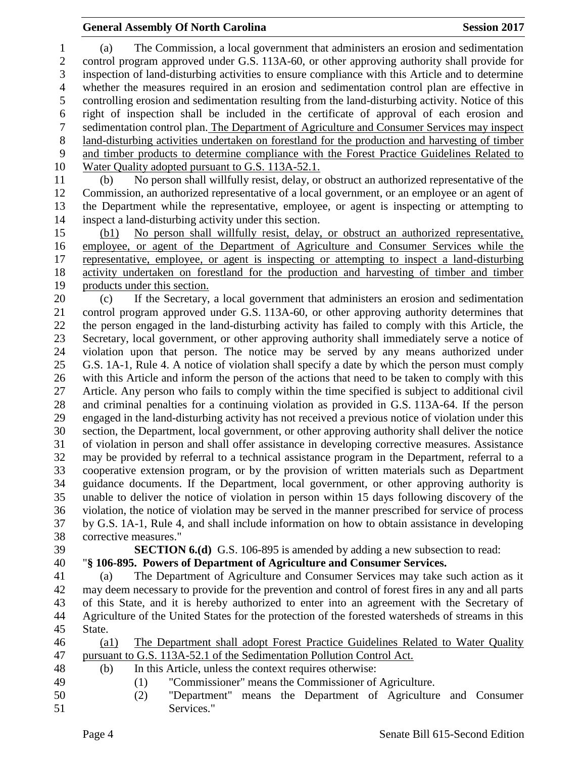(a) The Commission, a local government that administers an erosion and sedimentation control program approved under G.S. 113A-60, or other approving authority shall provide for inspection of land-disturbing activities to ensure compliance with this Article and to determine whether the measures required in an erosion and sedimentation control plan are effective in controlling erosion and sedimentation resulting from the land-disturbing activity. Notice of this right of inspection shall be included in the certificate of approval of each erosion and sedimentation control plan. <u>The Department of Agriculture and Consumer Services may inspect land-disturbing activities undertaken on forestland for the production and harvesting of timber and timber products to determine compliance with the Forest Practice Guidelines Related to Water Quality adopted pursuant to G.S. 113A-52.1.</u>

(b) No person shall willfully resist, delay, or obstruct an authorized representative of the Commission, an authorized representative of a local government, or an employee or an agent of the Department while the representative, employee, or agent is inspecting or attempting to inspect a land-disturbing activity under this section.

<u>(b1) No person shall willfully resist, delay, or obstruct an authorized representative, employee, or agent of the Department of Agriculture and Consumer Services while the representative, employee, or agent is inspecting or attempting to inspect a land-disturbing activity undertaken on forestland for the production and harvesting of timber and timber products under this section.</u>

(c) If the Secretary, a local government that administers an erosion and sedimentation control program approved under G.S. 113A-60, or other approving authority determines that the person engaged in the land-disturbing activity has failed to comply with this Article, the Secretary, local government, or other approving authority shall immediately serve a notice of violation upon that person. The notice may be served by any means authorized under G.S. 1A-1, Rule 4. A notice of violation shall specify a date by which the person must comply with this Article and inform the person of the actions that need to be taken to comply with this Article. Any person who fails to comply within the time specified is subject to additional civil and criminal penalties for a continuing violation as provided in G.S. 113A-64. If the person engaged in the land-disturbing activity has not received a previous notice of violation under this section, the Department, local government, or other approving authority shall deliver the notice of violation in person and shall offer assistance in developing corrective measures. Assistance may be provided by referral to a technical assistance program in the Department, referral to a cooperative extension program, or by the provision of written materials such as Department guidance documents. If the Department, local government, or other approving authority is unable to deliver the notice of violation in person within 15 days following discovery of the violation, the notice of violation may be served in the manner prescribed for service of process by G.S. 1A-1, Rule 4, and shall include information on how to obtain assistance in developing corrective measures."

**SECTION 6.(d)** G.S. 106-895 is amended by adding a new subsection to read:

"**§ 106-895. Powers of Department of Agriculture and Consumer Services.**

(a) The Department of Agriculture and Consumer Services may take such action as it may deem necessary to provide for the prevention and control of forest fires in any and all parts of this State, and it is hereby authorized to enter into an agreement with the Secretary of Agriculture of the United States for the protection of the forested watersheds of streams in this State.

<u>(a1) The Department shall adopt Forest Practice Guidelines Related to Water Quality pursuant to G.S. 113A-52.1 of the Sedimentation Pollution Control Act.</u>

(b) In this Article, unless the context requires otherwise:

(1) "Commissioner" means the Commissioner of Agriculture.

(2) "Department" means the Department of Agriculture and Consumer Services."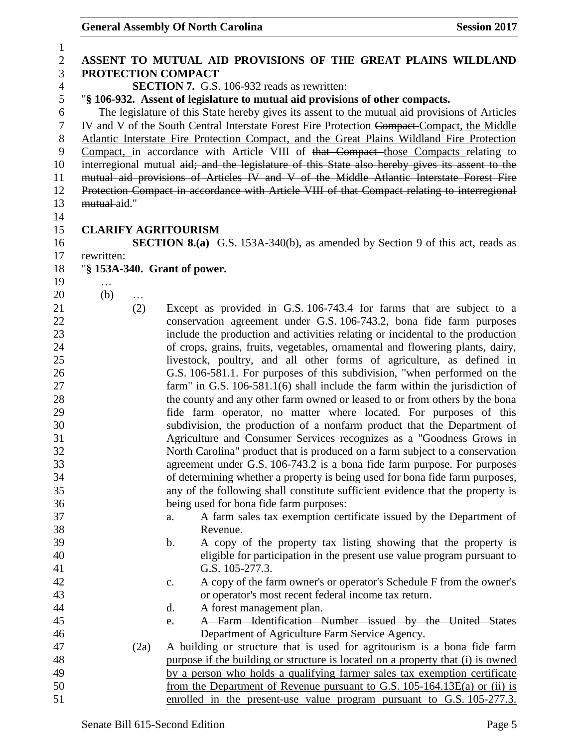**ASSENT TO MUTUAL AID PROVISIONS OF THE GREAT PLAINS WILDLAND PROTECTION COMPACT**

**SECTION 7.** G.S. 106-932 reads as rewritten:

"**§ 106-932. Assent of legislature to mutual aid provisions of other compacts.**

The legislature of this State hereby gives its assent to the mutual aid provisions of Articles IV and V of the South Central Interstate Forest Fire Protection ~~Compact~~ Compact, the Middle Atlantic Interstate Fire Protection Compact, and the Great Plains Wildland Fire Protection Compact, in accordance with Article VIII of ~~that Compact~~ those Compacts relating to interregional mutual ~~aid; and the legislature of this State also hereby gives its assent to the mutual aid provisions of Articles IV and V of the Middle Atlantic Interstate Forest Fire Protection Compact in accordance with Article VIII of that Compact relating to interregional mutual~~ aid."

**CLARIFY AGRITOURISM**

**SECTION 8.(a)** G.S. 153A-340(b), as amended by Section 9 of this act, reads as rewritten:

"**§ 153A-340. Grant of power.**

…

(b) …

(2) Except as provided in G.S. 106-743.4 for farms that are subject to a conservation agreement under G.S. 106-743.2, bona fide farm purposes include the production and activities relating or incidental to the production of crops, grains, fruits, vegetables, ornamental and flowering plants, dairy, livestock, poultry, and all other forms of agriculture, as defined in G.S. 106-581.1. For purposes of this subdivision, "when performed on the farm" in G.S. 106-581.1(6) shall include the farm within the jurisdiction of the county and any other farm owned or leased to or from others by the bona fide farm operator, no matter where located. For purposes of this subdivision, the production of a nonfarm product that the Department of Agriculture and Consumer Services recognizes as a "Goodness Grows in North Carolina" product that is produced on a farm subject to a conservation agreement under G.S. 106-743.2 is a bona fide farm purpose. For purposes of determining whether a property is being used for bona fide farm purposes, any of the following shall constitute sufficient evidence that the property is being used for bona fide farm purposes:

a. A farm sales tax exemption certificate issued by the Department of Revenue.

b. A copy of the property tax listing showing that the property is eligible for participation in the present use value program pursuant to G.S. 105-277.3.

c. A copy of the farm owner's or operator's Schedule F from the owner's or operator's most recent federal income tax return.

d. A forest management plan.

~~e. A Farm Identification Number issued by the United States Department of Agriculture Farm Service Agency.~~

(2a) A building or structure that is used for agritourism is a bona fide farm purpose if the building or structure is located on a property that (i) is owned by a person who holds a qualifying farmer sales tax exemption certificate from the Department of Revenue pursuant to G.S. 105-164.13E(a) or (ii) is enrolled in the present-use value program pursuant to G.S. 105-277.3.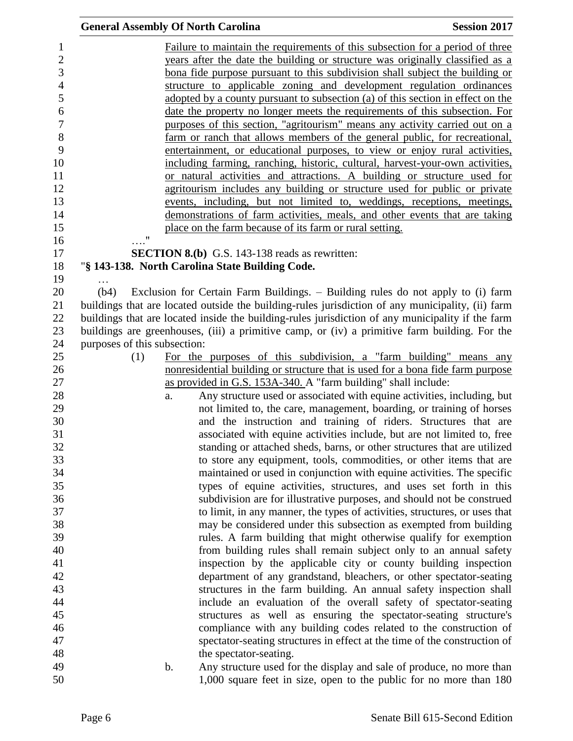Failure to maintain the requirements of this subsection for a period of three years after the date the building or structure was originally classified as a bona fide purpose pursuant to this subdivision shall subject the building or structure to applicable zoning and development regulation ordinances adopted by a county pursuant to subsection (a) of this section in effect on the date the property no longer meets the requirements of this subsection. For purposes of this section, "agritourism" means any activity carried out on a farm or ranch that allows members of the general public, for recreational, entertainment, or educational purposes, to view or enjoy rural activities, including farming, ranching, historic, cultural, harvest-your-own activities, or natural activities and attractions. A building or structure used for agritourism includes any building or structure used for public or private events, including, but not limited to, weddings, receptions, meetings, demonstrations of farm activities, meals, and other events that are taking place on the farm because of its farm or rural setting.

…."

**SECTION 8.(b)** G.S. 143-138 reads as rewritten:

"**§ 143-138. North Carolina State Building Code.**

…

(b4) Exclusion for Certain Farm Buildings. – Building rules do not apply to (i) farm buildings that are located outside the building-rules jurisdiction of any municipality, (ii) farm buildings that are located inside the building-rules jurisdiction of any municipality if the farm buildings are greenhouses, (iii) a primitive camp, or (iv) a primitive farm building. For the purposes of this subsection:

(1) For the purposes of this subdivision, a "farm building" means any nonresidential building or structure that is used for a bona fide farm purpose as provided in G.S. 153A-340. A "farm building" shall include:

a. Any structure used or associated with equine activities, including, but not limited to, the care, management, boarding, or training of horses and the instruction and training of riders. Structures that are associated with equine activities include, but are not limited to, free standing or attached sheds, barns, or other structures that are utilized to store any equipment, tools, commodities, or other items that are maintained or used in conjunction with equine activities. The specific types of equine activities, structures, and uses set forth in this subdivision are for illustrative purposes, and should not be construed to limit, in any manner, the types of activities, structures, or uses that may be considered under this subsection as exempted from building rules. A farm building that might otherwise qualify for exemption from building rules shall remain subject only to an annual safety inspection by the applicable city or county building inspection department of any grandstand, bleachers, or other spectator-seating structures in the farm building. An annual safety inspection shall include an evaluation of the overall safety of spectator-seating structures as well as ensuring the spectator-seating structure's compliance with any building codes related to the construction of spectator-seating structures in effect at the time of the construction of the spectator-seating.

b. Any structure used for the display and sale of produce, no more than 1,000 square feet in size, open to the public for no more than 180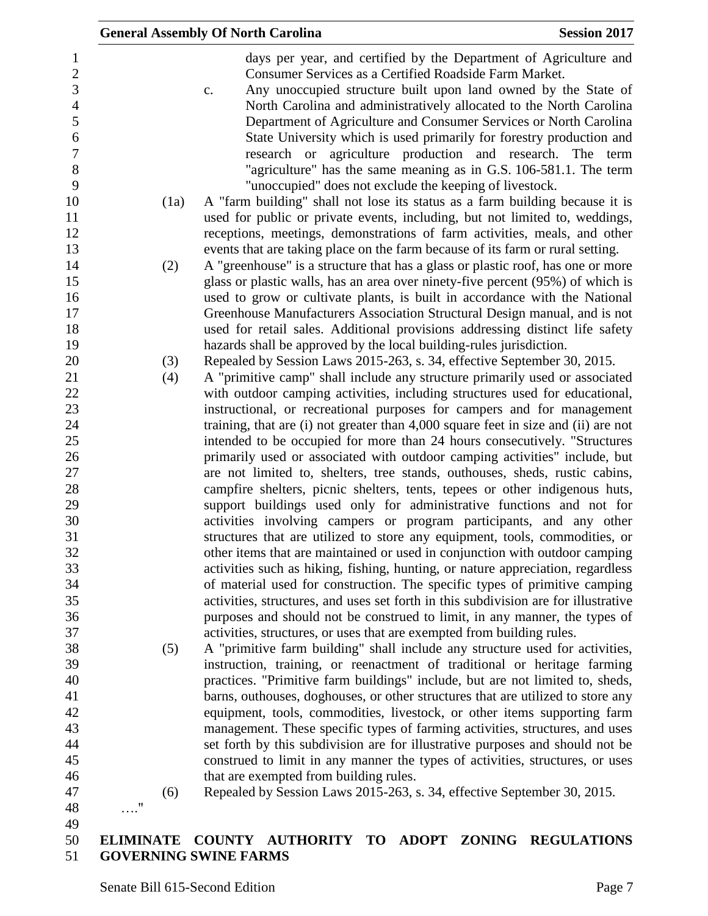days per year, and certified by the Department of Agriculture and Consumer Services as a Certified Roadside Farm Market.

c. Any unoccupied structure built upon land owned by the State of North Carolina and administratively allocated to the North Carolina Department of Agriculture and Consumer Services or North Carolina State University which is used primarily for forestry production and research or agriculture production and research. The term "agriculture" has the same meaning as in G.S. 106-581.1. The term "unoccupied" does not exclude the keeping of livestock.

(1a) A "farm building" shall not lose its status as a farm building because it is used for public or private events, including, but not limited to, weddings, receptions, meetings, demonstrations of farm activities, meals, and other events that are taking place on the farm because of its farm or rural setting.

(2) A "greenhouse" is a structure that has a glass or plastic roof, has one or more glass or plastic walls, has an area over ninety-five percent (95%) of which is used to grow or cultivate plants, is built in accordance with the National Greenhouse Manufacturers Association Structural Design manual, and is not used for retail sales. Additional provisions addressing distinct life safety hazards shall be approved by the local building-rules jurisdiction.

(3) Repealed by Session Laws 2015-263, s. 34, effective September 30, 2015.

(4) A "primitive camp" shall include any structure primarily used or associated with outdoor camping activities, including structures used for educational, instructional, or recreational purposes for campers and for management training, that are (i) not greater than 4,000 square feet in size and (ii) are not intended to be occupied for more than 24 hours consecutively. "Structures primarily used or associated with outdoor camping activities" include, but are not limited to, shelters, tree stands, outhouses, sheds, rustic cabins, campfire shelters, picnic shelters, tents, tepees or other indigenous huts, support buildings used only for administrative functions and not for activities involving campers or program participants, and any other structures that are utilized to store any equipment, tools, commodities, or other items that are maintained or used in conjunction with outdoor camping activities such as hiking, fishing, hunting, or nature appreciation, regardless of material used for construction. The specific types of primitive camping activities, structures, and uses set forth in this subdivision are for illustrative purposes and should not be construed to limit, in any manner, the types of activities, structures, or uses that are exempted from building rules.

(5) A "primitive farm building" shall include any structure used for activities, instruction, training, or reenactment of traditional or heritage farming practices. "Primitive farm buildings" include, but are not limited to, sheds, barns, outhouses, doghouses, or other structures that are utilized to store any equipment, tools, commodities, livestock, or other items supporting farm management. These specific types of farming activities, structures, and uses set forth by this subdivision are for illustrative purposes and should not be construed to limit in any manner the types of activities, structures, or uses that are exempted from building rules.

(6) Repealed by Session Laws 2015-263, s. 34, effective September 30, 2015.

…."

**ELIMINATE COUNTY AUTHORITY TO ADOPT ZONING REGULATIONS GOVERNING SWINE FARMS**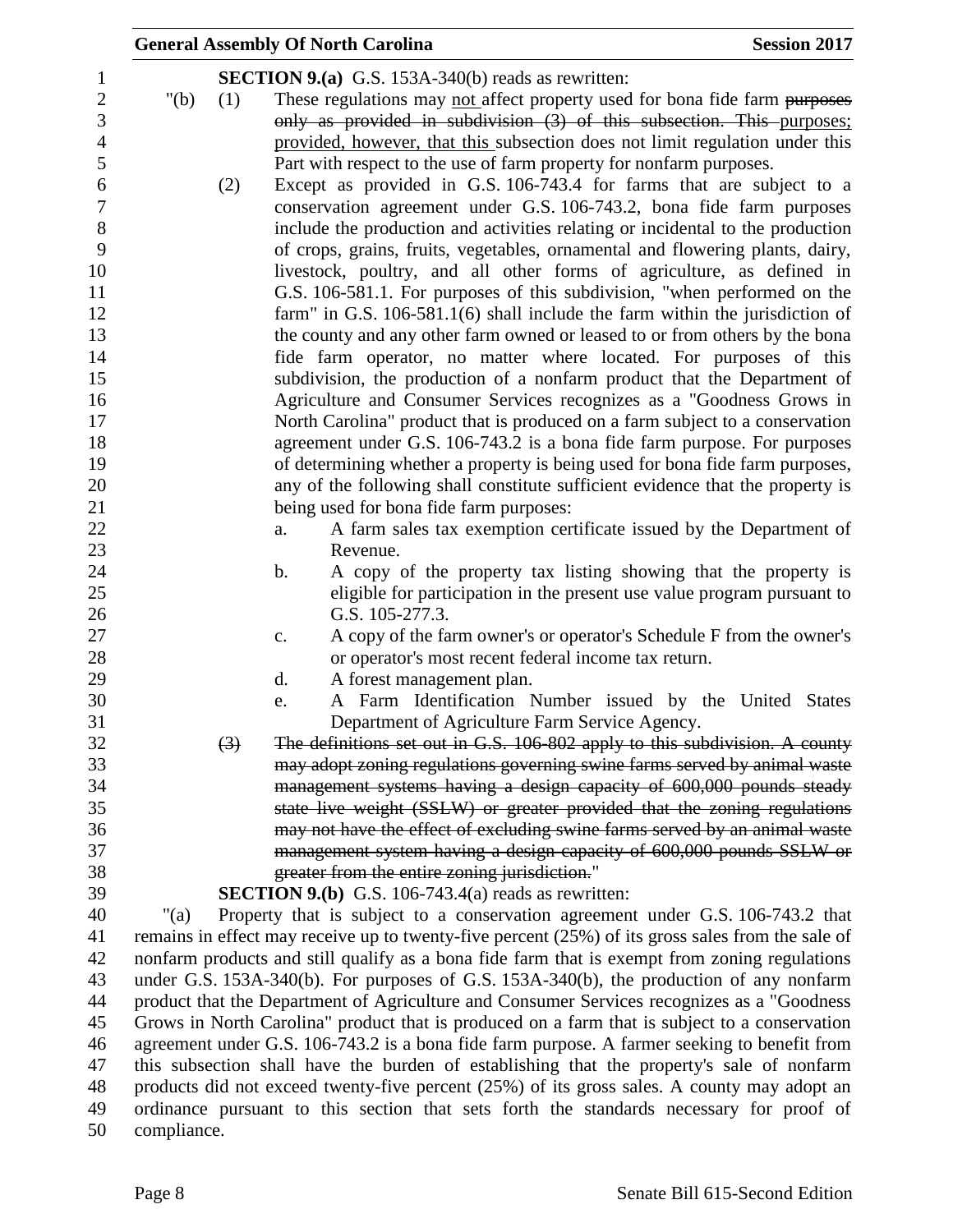**SECTION 9.(a)** G.S. 153A-340(b) reads as rewritten:

"(b) (1) These regulations may not affect property used for bona fide farm ~~purposes only as provided in subdivision (3) of this subsection. This~~ purposes; provided, however, that this subsection does not limit regulation under this Part with respect to the use of farm property for nonfarm purposes.

(2) Except as provided in G.S. 106-743.4 for farms that are subject to a conservation agreement under G.S. 106-743.2, bona fide farm purposes include the production and activities relating or incidental to the production of crops, grains, fruits, vegetables, ornamental and flowering plants, dairy, livestock, poultry, and all other forms of agriculture, as defined in G.S. 106-581.1. For purposes of this subdivision, "when performed on the farm" in G.S. 106-581.1(6) shall include the farm within the jurisdiction of the county and any other farm owned or leased to or from others by the bona fide farm operator, no matter where located. For purposes of this subdivision, the production of a nonfarm product that the Department of Agriculture and Consumer Services recognizes as a "Goodness Grows in North Carolina" product that is produced on a farm subject to a conservation agreement under G.S. 106-743.2 is a bona fide farm purpose. For purposes of determining whether a property is being used for bona fide farm purposes, any of the following shall constitute sufficient evidence that the property is being used for bona fide farm purposes:

a. A farm sales tax exemption certificate issued by the Department of Revenue.

b. A copy of the property tax listing showing that the property is eligible for participation in the present use value program pursuant to G.S. 105-277.3.

c. A copy of the farm owner's or operator's Schedule F from the owner's or operator's most recent federal income tax return.

d. A forest management plan.

e. A Farm Identification Number issued by the United States Department of Agriculture Farm Service Agency.

~~(3) The definitions set out in G.S. 106-802 apply to this subdivision. A county may adopt zoning regulations governing swine farms served by animal waste management systems having a design capacity of 600,000 pounds steady state live weight (SSLW) or greater provided that the zoning regulations may not have the effect of excluding swine farms served by an animal waste management system having a design capacity of 600,000 pounds SSLW or greater from the entire zoning jurisdiction.~~"

**SECTION 9.(b)** G.S. 106-743.4(a) reads as rewritten:

"(a) Property that is subject to a conservation agreement under G.S. 106-743.2 that remains in effect may receive up to twenty-five percent (25%) of its gross sales from the sale of nonfarm products and still qualify as a bona fide farm that is exempt from zoning regulations under G.S. 153A-340(b). For purposes of G.S. 153A-340(b), the production of any nonfarm product that the Department of Agriculture and Consumer Services recognizes as a "Goodness Grows in North Carolina" product that is produced on a farm that is subject to a conservation agreement under G.S. 106-743.2 is a bona fide farm purpose. A farmer seeking to benefit from this subsection shall have the burden of establishing that the property's sale of nonfarm products did not exceed twenty-five percent (25%) of its gross sales. A county may adopt an ordinance pursuant to this section that sets forth the standards necessary for proof of compliance.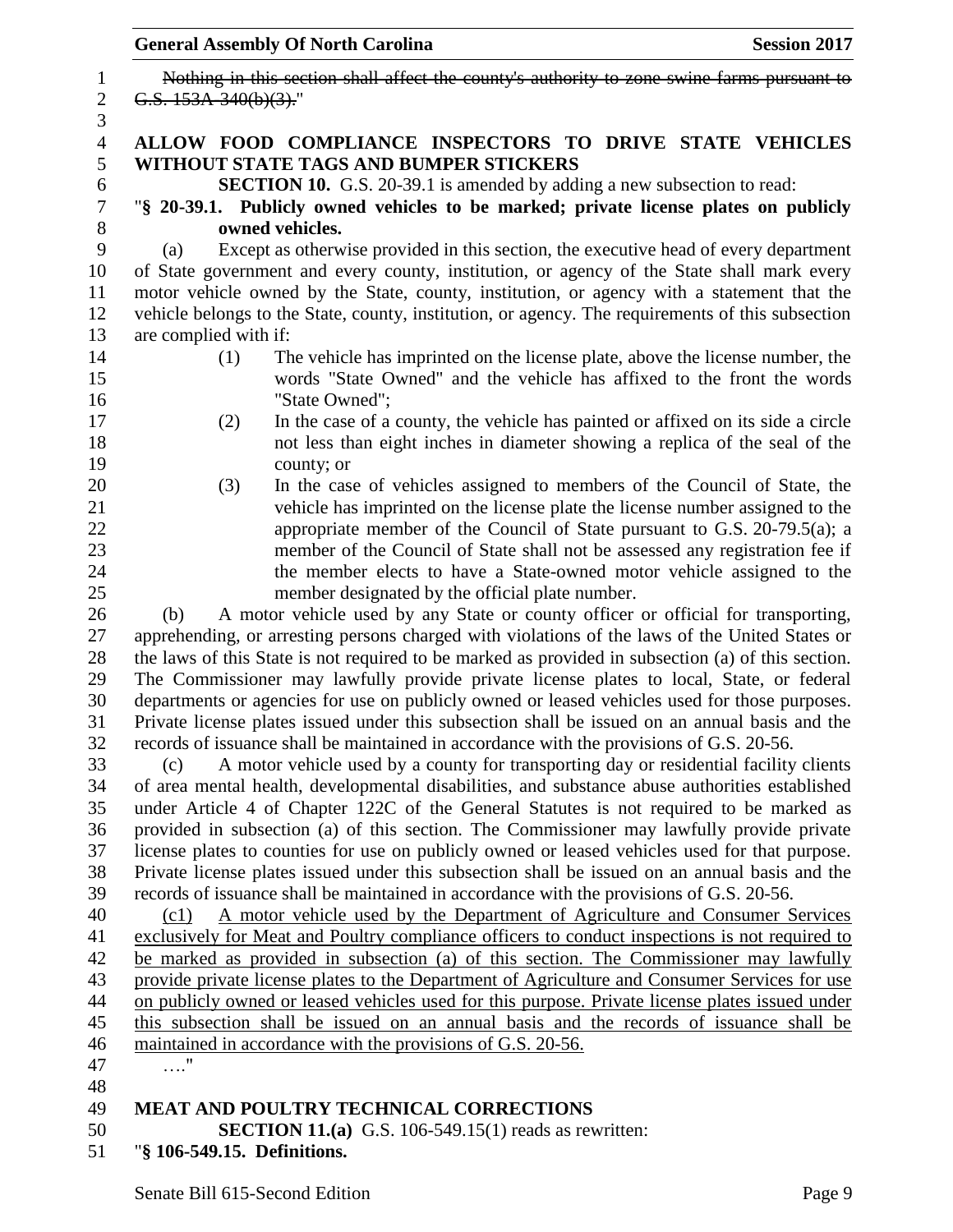~~Nothing in this section shall affect the county's authority to zone swine farms pursuant to G.S. 153A-340(b)(3).~~"

**ALLOW FOOD COMPLIANCE INSPECTORS TO DRIVE STATE VEHICLES WITHOUT STATE TAGS AND BUMPER STICKERS**

**SECTION 10.** G.S. 20-39.1 is amended by adding a new subsection to read:

"**§ 20-39.1. Publicly owned vehicles to be marked; private license plates on publicly owned vehicles.**

(a) Except as otherwise provided in this section, the executive head of every department of State government and every county, institution, or agency of the State shall mark every motor vehicle owned by the State, county, institution, or agency with a statement that the vehicle belongs to the State, county, institution, or agency. The requirements of this subsection are complied with if:

(1) The vehicle has imprinted on the license plate, above the license number, the words "State Owned" and the vehicle has affixed to the front the words "State Owned";

(2) In the case of a county, the vehicle has painted or affixed on its side a circle not less than eight inches in diameter showing a replica of the seal of the county; or

(3) In the case of vehicles assigned to members of the Council of State, the vehicle has imprinted on the license plate the license number assigned to the appropriate member of the Council of State pursuant to G.S. 20-79.5(a); a member of the Council of State shall not be assessed any registration fee if the member elects to have a State-owned motor vehicle assigned to the member designated by the official plate number.

(b) A motor vehicle used by any State or county officer or official for transporting, apprehending, or arresting persons charged with violations of the laws of the United States or the laws of this State is not required to be marked as provided in subsection (a) of this section. The Commissioner may lawfully provide private license plates to local, State, or federal departments or agencies for use on publicly owned or leased vehicles used for those purposes. Private license plates issued under this subsection shall be issued on an annual basis and the records of issuance shall be maintained in accordance with the provisions of G.S. 20-56.

(c) A motor vehicle used by a county for transporting day or residential facility clients of area mental health, developmental disabilities, and substance abuse authorities established under Article 4 of Chapter 122C of the General Statutes is not required to be marked as provided in subsection (a) of this section. The Commissioner may lawfully provide private license plates to counties for use on publicly owned or leased vehicles used for that purpose. Private license plates issued under this subsection shall be issued on an annual basis and the records of issuance shall be maintained in accordance with the provisions of G.S. 20-56.

<u>(c1) A motor vehicle used by the Department of Agriculture and Consumer Services exclusively for Meat and Poultry compliance officers to conduct inspections is not required to be marked as provided in subsection (a) of this section. The Commissioner may lawfully provide private license plates to the Department of Agriculture and Consumer Services for use on publicly owned or leased vehicles used for this purpose. Private license plates issued under this subsection shall be issued on an annual basis and the records of issuance shall be maintained in accordance with the provisions of G.S. 20-56.</u>

…."

**MEAT AND POULTRY TECHNICAL CORRECTIONS**

**SECTION 11.(a)** G.S. 106-549.15(1) reads as rewritten:

"**§ 106-549.15. Definitions.**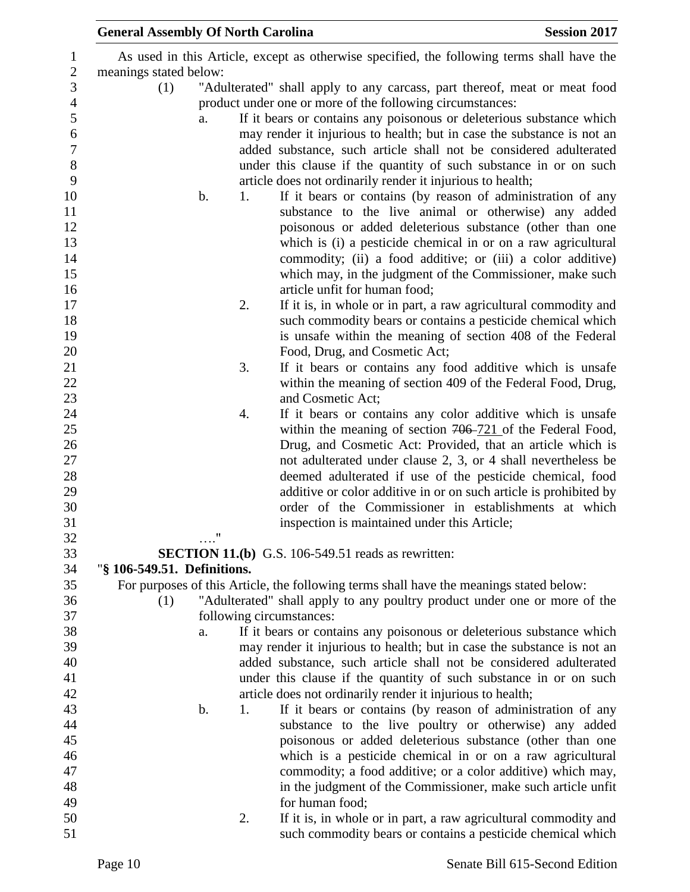As used in this Article, except as otherwise specified, the following terms shall have the meanings stated below:

(1) "Adulterated" shall apply to any carcass, part thereof, meat or meat food product under one or more of the following circumstances:

a. If it bears or contains any poisonous or deleterious substance which may render it injurious to health; but in case the substance is not an added substance, such article shall not be considered adulterated under this clause if the quantity of such substance in or on such article does not ordinarily render it injurious to health;

b. 1. If it bears or contains (by reason of administration of any substance to the live animal or otherwise) any added poisonous or added deleterious substance (other than one which is (i) a pesticide chemical in or on a raw agricultural commodity; (ii) a food additive; or (iii) a color additive) which may, in the judgment of the Commissioner, make such article unfit for human food;

2. If it is, in whole or in part, a raw agricultural commodity and such commodity bears or contains a pesticide chemical which is unsafe within the meaning of section 408 of the Federal Food, Drug, and Cosmetic Act;

3. If it bears or contains any food additive which is unsafe within the meaning of section 409 of the Federal Food, Drug, and Cosmetic Act;

4. If it bears or contains any color additive which is unsafe within the meaning of section ~~706~~ 721 of the Federal Food, Drug, and Cosmetic Act: Provided, that an article which is not adulterated under clause 2, 3, or 4 shall nevertheless be deemed adulterated if use of the pesticide chemical, food additive or color additive in or on such article is prohibited by order of the Commissioner in establishments at which inspection is maintained under this Article;

…."

**SECTION 11.(b)** G.S. 106-549.51 reads as rewritten:

"**§ 106-549.51. Definitions.**

For purposes of this Article, the following terms shall have the meanings stated below:

(1) "Adulterated" shall apply to any poultry product under one or more of the following circumstances:

a. If it bears or contains any poisonous or deleterious substance which may render it injurious to health; but in case the substance is not an added substance, such article shall not be considered adulterated under this clause if the quantity of such substance in or on such article does not ordinarily render it injurious to health;

b. 1. If it bears or contains (by reason of administration of any substance to the live poultry or otherwise) any added poisonous or added deleterious substance (other than one which is a pesticide chemical in or on a raw agricultural commodity; a food additive; or a color additive) which may, in the judgment of the Commissioner, make such article unfit for human food;

2. If it is, in whole or in part, a raw agricultural commodity and such commodity bears or contains a pesticide chemical which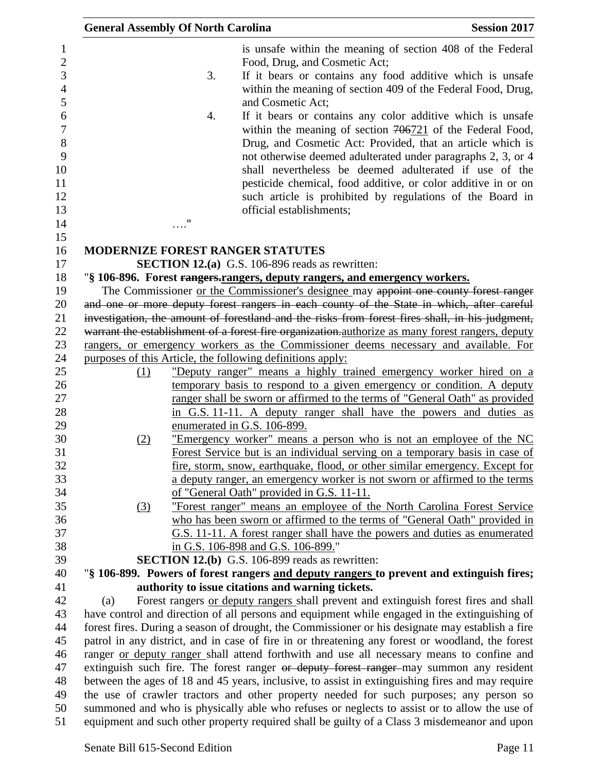is unsafe within the meaning of section 408 of the Federal Food, Drug, and Cosmetic Act;

3. If it bears or contains any food additive which is unsafe within the meaning of section 409 of the Federal Food, Drug, and Cosmetic Act;

4. If it bears or contains any color additive which is unsafe within the meaning of section ~~706~~721 of the Federal Food, Drug, and Cosmetic Act: Provided, that an article which is not otherwise deemed adulterated under paragraphs 2, 3, or 4 shall nevertheless be deemed adulterated if use of the pesticide chemical, food additive, or color additive in or on such article is prohibited by regulations of the Board in official establishments;

…."

**MODERNIZE FOREST RANGER STATUTES**

**SECTION 12.(a)** G.S. 106-896 reads as rewritten:

"**§ 106-896. Forest ~~rangers.~~rangers, deputy rangers, and emergency workers.**

The Commissioner <u>or the Commissioner's designee</u> may ~~appoint one county forest ranger and one or more deputy forest rangers in each county of the State in which, after careful investigation, the amount of forestland and the risks from forest fires shall, in his judgment, warrant the establishment of a forest fire organization.~~<u>authorize as many forest rangers, deputy rangers, or emergency workers as the Commissioner deems necessary and available. For purposes of this Article, the following definitions apply:</u>

<u>(1)</u> <u>"Deputy ranger" means a highly trained emergency worker hired on a temporary basis to respond to a given emergency or condition. A deputy ranger shall be sworn or affirmed to the terms of "General Oath" as provided in G.S. 11-11. A deputy ranger shall have the powers and duties as enumerated in G.S. 106-899.</u>

<u>(2)</u> <u>"Emergency worker" means a person who is not an employee of the NC Forest Service but is an individual serving on a temporary basis in case of fire, storm, snow, earthquake, flood, or other similar emergency. Except for a deputy ranger, an emergency worker is not sworn or affirmed to the terms of "General Oath" provided in G.S. 11-11.</u>

<u>(3)</u> <u>"Forest ranger" means an employee of the North Carolina Forest Service who has been sworn or affirmed to the terms of "General Oath" provided in G.S. 11-11. A forest ranger shall have the powers and duties as enumerated in G.S. 106-898 and G.S. 106-899.</u>"

**SECTION 12.(b)** G.S. 106-899 reads as rewritten:

"**§ 106-899. Powers of forest rangers <u>and deputy rangers</u> to prevent and extinguish fires; authority to issue citations and warning tickets.**

(a) Forest rangers <u>or deputy rangers</u> shall prevent and extinguish forest fires and shall have control and direction of all persons and equipment while engaged in the extinguishing of forest fires. During a season of drought, the Commissioner or his designate may establish a fire patrol in any district, and in case of fire in or threatening any forest or woodland, the forest ranger <u>or deputy ranger</u> shall attend forthwith and use all necessary means to confine and extinguish such fire. The forest ranger ~~or deputy forest ranger~~ may summon any resident between the ages of 18 and 45 years, inclusive, to assist in extinguishing fires and may require the use of crawler tractors and other property needed for such purposes; any person so summoned and who is physically able who refuses or neglects to assist or to allow the use of equipment and such other property required shall be guilty of a Class 3 misdemeanor and upon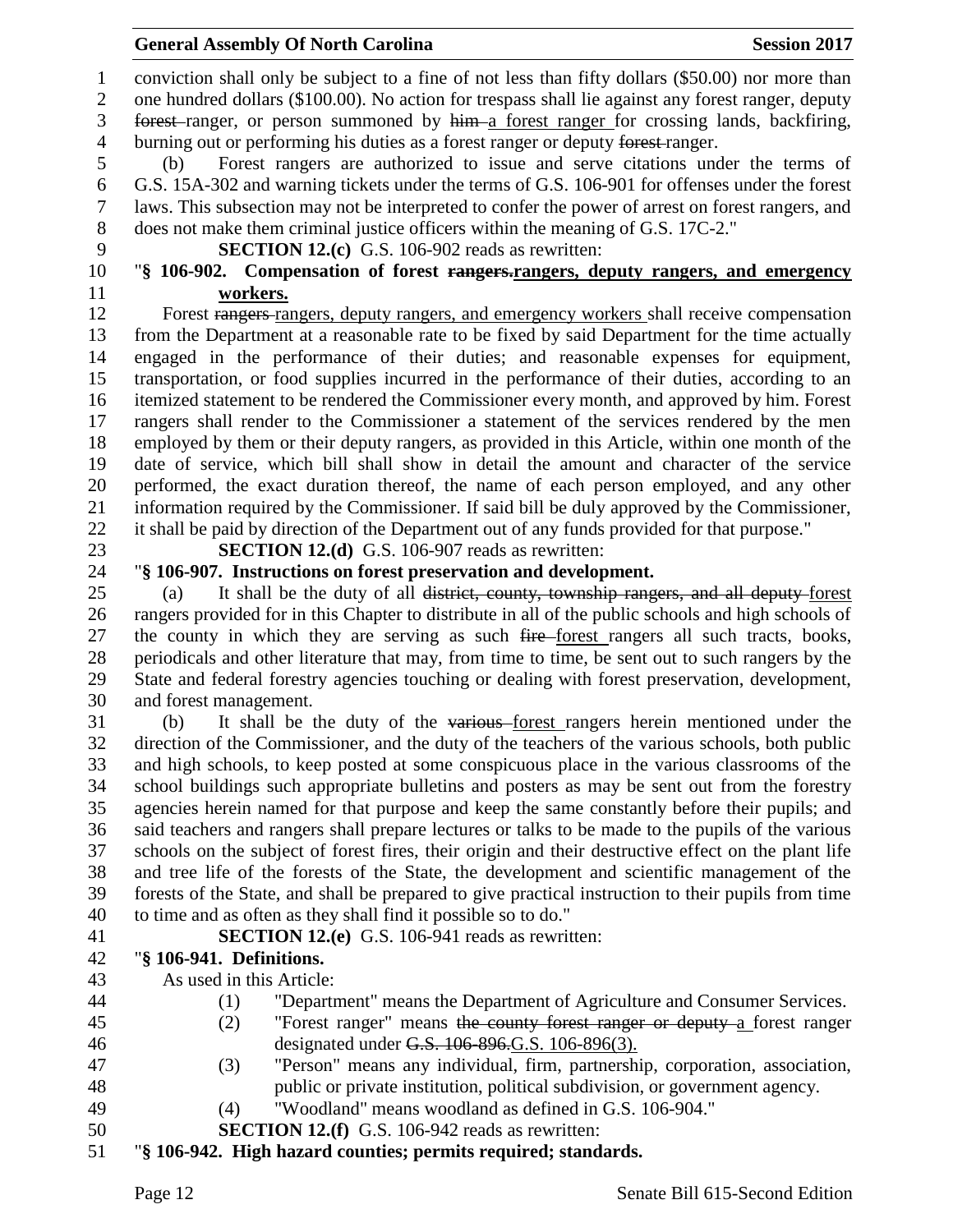conviction shall only be subject to a fine of not less than fifty dollars ($50.00) nor more than one hundred dollars ($100.00). No action for trespass shall lie against any forest ranger, deputy ~~forest~~ ranger, or person summoned by ~~him~~ a forest ranger for crossing lands, backfiring, burning out or performing his duties as a forest ranger or deputy ~~forest~~ ranger.

(b) Forest rangers are authorized to issue and serve citations under the terms of G.S. 15A-302 and warning tickets under the terms of G.S. 106-901 for offenses under the forest laws. This subsection may not be interpreted to confer the power of arrest on forest rangers, and does not make them criminal justice officers within the meaning of G.S. 17C-2."

**SECTION 12.(c)** G.S. 106-902 reads as rewritten:

"**§ 106-902. Compensation of forest ~~rangers.~~ rangers, deputy rangers, and emergency workers.**

Forest ~~rangers~~ rangers, deputy rangers, and emergency workers shall receive compensation from the Department at a reasonable rate to be fixed by said Department for the time actually engaged in the performance of their duties; and reasonable expenses for equipment, transportation, or food supplies incurred in the performance of their duties, according to an itemized statement to be rendered the Commissioner every month, and approved by him. Forest rangers shall render to the Commissioner a statement of the services rendered by the men employed by them or their deputy rangers, as provided in this Article, within one month of the date of service, which bill shall show in detail the amount and character of the service performed, the exact duration thereof, the name of each person employed, and any other information required by the Commissioner. If said bill be duly approved by the Commissioner, it shall be paid by direction of the Department out of any funds provided for that purpose."

**SECTION 12.(d)** G.S. 106-907 reads as rewritten:

"**§ 106-907. Instructions on forest preservation and development.**

(a) It shall be the duty of all ~~district, county, township rangers, and all deputy~~ forest rangers provided for in this Chapter to distribute in all of the public schools and high schools of the county in which they are serving as such ~~fire~~ forest rangers all such tracts, books, periodicals and other literature that may, from time to time, be sent out to such rangers by the State and federal forestry agencies touching or dealing with forest preservation, development, and forest management.

(b) It shall be the duty of the ~~various~~ forest rangers herein mentioned under the direction of the Commissioner, and the duty of the teachers of the various schools, both public and high schools, to keep posted at some conspicuous place in the various classrooms of the school buildings such appropriate bulletins and posters as may be sent out from the forestry agencies herein named for that purpose and keep the same constantly before their pupils; and said teachers and rangers shall prepare lectures or talks to be made to the pupils of the various schools on the subject of forest fires, their origin and their destructive effect on the plant life and tree life of the forests of the State, the development and scientific management of the forests of the State, and shall be prepared to give practical instruction to their pupils from time to time and as often as they shall find it possible so to do."

**SECTION 12.(e)** G.S. 106-941 reads as rewritten:

"**§ 106-941. Definitions.**

As used in this Article:

(1) "Department" means the Department of Agriculture and Consumer Services.

(2) "Forest ranger" means ~~the county forest ranger or deputy~~ a forest ranger designated under ~~G.S. 106-896.~~ G.S. 106-896(3).

(3) "Person" means any individual, firm, partnership, corporation, association, public or private institution, political subdivision, or government agency.

(4) "Woodland" means woodland as defined in G.S. 106-904."

**SECTION 12.(f)** G.S. 106-942 reads as rewritten:

"**§ 106-942. High hazard counties; permits required; standards.**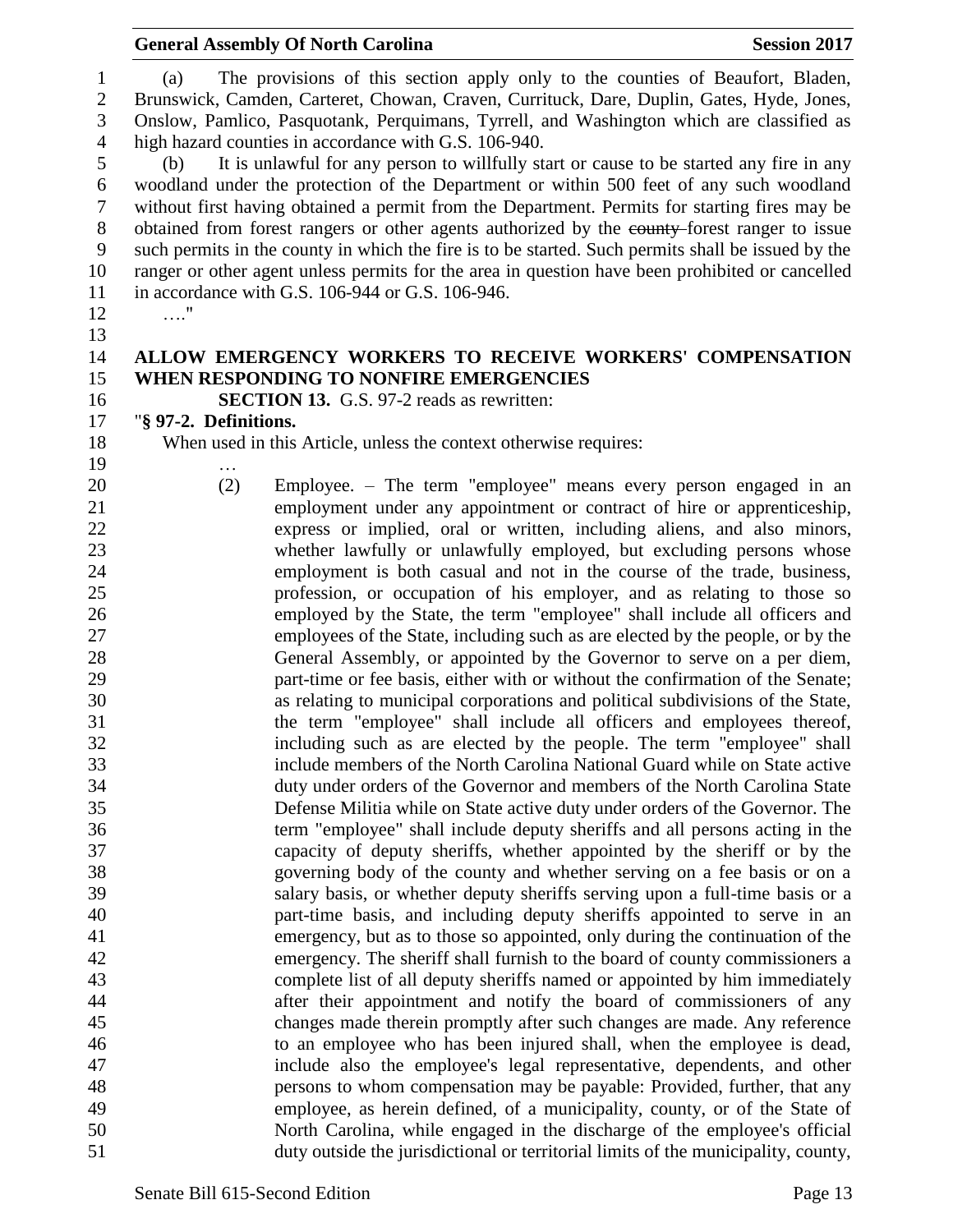(a) The provisions of this section apply only to the counties of Beaufort, Bladen, Brunswick, Camden, Carteret, Chowan, Craven, Currituck, Dare, Duplin, Gates, Hyde, Jones, Onslow, Pamlico, Pasquotank, Perquimans, Tyrrell, and Washington which are classified as high hazard counties in accordance with G.S. 106-940.

(b) It is unlawful for any person to willfully start or cause to be started any fire in any woodland under the protection of the Department or within 500 feet of any such woodland without first having obtained a permit from the Department. Permits for starting fires may be obtained from forest rangers or other agents authorized by the ~~county~~ forest ranger to issue such permits in the county in which the fire is to be started. Such permits shall be issued by the ranger or other agent unless permits for the area in question have been prohibited or cancelled in accordance with G.S. 106-944 or G.S. 106-946.

…."

**ALLOW EMERGENCY WORKERS TO RECEIVE WORKERS' COMPENSATION WHEN RESPONDING TO NONFIRE EMERGENCIES**

**SECTION 13.** G.S. 97-2 reads as rewritten:

"**§ 97-2. Definitions.**

When used in this Article, unless the context otherwise requires:

…

(2) Employee. – The term "employee" means every person engaged in an employment under any appointment or contract of hire or apprenticeship, express or implied, oral or written, including aliens, and also minors, whether lawfully or unlawfully employed, but excluding persons whose employment is both casual and not in the course of the trade, business, profession, or occupation of his employer, and as relating to those so employed by the State, the term "employee" shall include all officers and employees of the State, including such as are elected by the people, or by the General Assembly, or appointed by the Governor to serve on a per diem, part-time or fee basis, either with or without the confirmation of the Senate; as relating to municipal corporations and political subdivisions of the State, the term "employee" shall include all officers and employees thereof, including such as are elected by the people. The term "employee" shall include members of the North Carolina National Guard while on State active duty under orders of the Governor and members of the North Carolina State Defense Militia while on State active duty under orders of the Governor. The term "employee" shall include deputy sheriffs and all persons acting in the capacity of deputy sheriffs, whether appointed by the sheriff or by the governing body of the county and whether serving on a fee basis or on a salary basis, or whether deputy sheriffs serving upon a full-time basis or a part-time basis, and including deputy sheriffs appointed to serve in an emergency, but as to those so appointed, only during the continuation of the emergency. The sheriff shall furnish to the board of county commissioners a complete list of all deputy sheriffs named or appointed by him immediately after their appointment and notify the board of commissioners of any changes made therein promptly after such changes are made. Any reference to an employee who has been injured shall, when the employee is dead, include also the employee's legal representative, dependents, and other persons to whom compensation may be payable: Provided, further, that any employee, as herein defined, of a municipality, county, or of the State of North Carolina, while engaged in the discharge of the employee's official duty outside the jurisdictional or territorial limits of the municipality, county,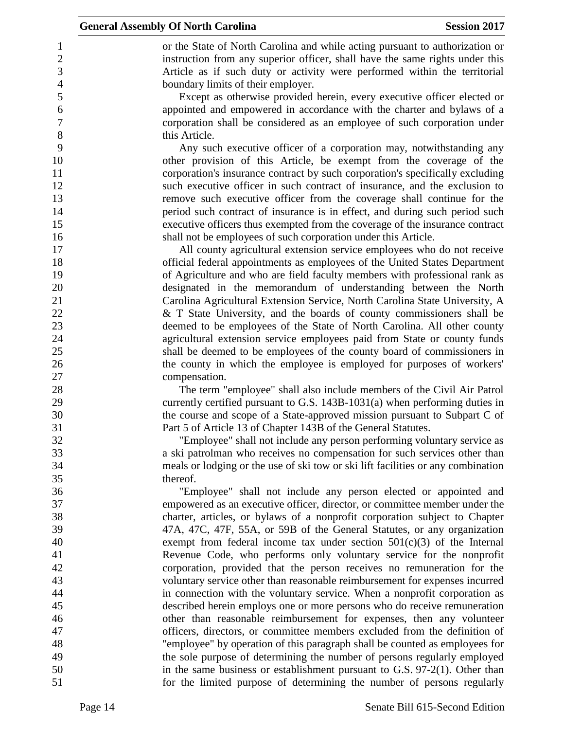or the State of North Carolina and while acting pursuant to authorization or instruction from any superior officer, shall have the same rights under this Article as if such duty or activity were performed within the territorial boundary limits of their employer.

Except as otherwise provided herein, every executive officer elected or appointed and empowered in accordance with the charter and bylaws of a corporation shall be considered as an employee of such corporation under this Article.

Any such executive officer of a corporation may, notwithstanding any other provision of this Article, be exempt from the coverage of the corporation's insurance contract by such corporation's specifically excluding such executive officer in such contract of insurance, and the exclusion to remove such executive officer from the coverage shall continue for the period such contract of insurance is in effect, and during such period such executive officers thus exempted from the coverage of the insurance contract shall not be employees of such corporation under this Article.

All county agricultural extension service employees who do not receive official federal appointments as employees of the United States Department of Agriculture and who are field faculty members with professional rank as designated in the memorandum of understanding between the North Carolina Agricultural Extension Service, North Carolina State University, A & T State University, and the boards of county commissioners shall be deemed to be employees of the State of North Carolina. All other county agricultural extension service employees paid from State or county funds shall be deemed to be employees of the county board of commissioners in the county in which the employee is employed for purposes of workers' compensation.

The term "employee" shall also include members of the Civil Air Patrol currently certified pursuant to G.S. 143B-1031(a) when performing duties in the course and scope of a State-approved mission pursuant to Subpart C of Part 5 of Article 13 of Chapter 143B of the General Statutes.

"Employee" shall not include any person performing voluntary service as a ski patrolman who receives no compensation for such services other than meals or lodging or the use of ski tow or ski lift facilities or any combination thereof.

"Employee" shall not include any person elected or appointed and empowered as an executive officer, director, or committee member under the charter, articles, or bylaws of a nonprofit corporation subject to Chapter 47A, 47C, 47F, 55A, or 59B of the General Statutes, or any organization exempt from federal income tax under section 501(c)(3) of the Internal Revenue Code, who performs only voluntary service for the nonprofit corporation, provided that the person receives no remuneration for the voluntary service other than reasonable reimbursement for expenses incurred in connection with the voluntary service. When a nonprofit corporation as described herein employs one or more persons who do receive remuneration other than reasonable reimbursement for expenses, then any volunteer officers, directors, or committee members excluded from the definition of "employee" by operation of this paragraph shall be counted as employees for the sole purpose of determining the number of persons regularly employed in the same business or establishment pursuant to G.S. 97-2(1). Other than for the limited purpose of determining the number of persons regularly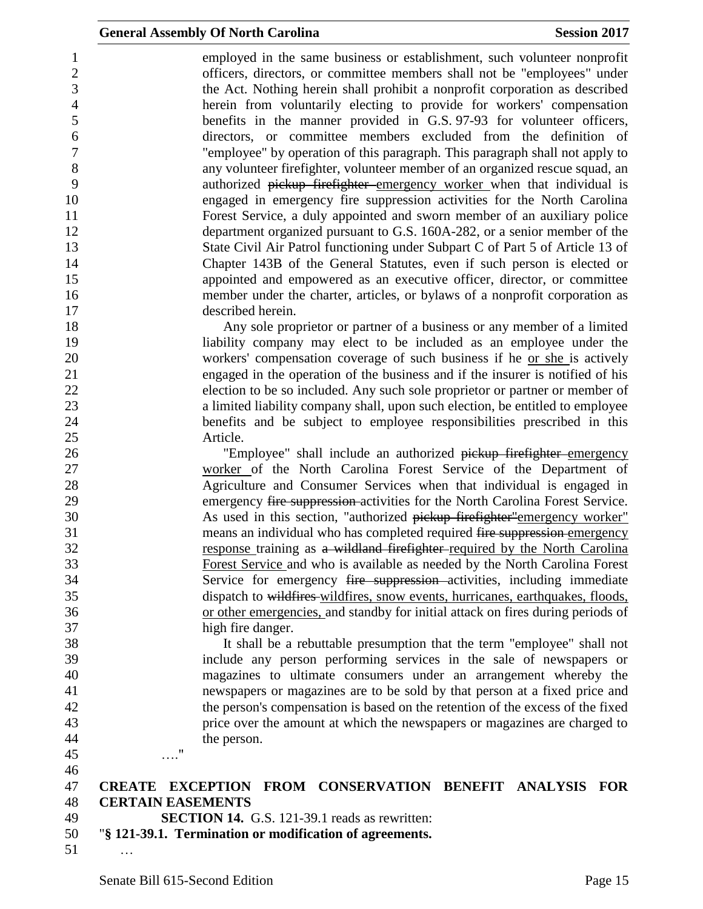employed in the same business or establishment, such volunteer nonprofit officers, directors, or committee members shall not be "employees" under the Act. Nothing herein shall prohibit a nonprofit corporation as described herein from voluntarily electing to provide for workers' compensation benefits in the manner provided in G.S. 97-93 for volunteer officers, directors, or committee members excluded from the definition of "employee" by operation of this paragraph. This paragraph shall not apply to any volunteer firefighter, volunteer member of an organized rescue squad, an authorized ~~pickup firefighter~~ <u>emergency worker</u> when that individual is engaged in emergency fire suppression activities for the North Carolina Forest Service, a duly appointed and sworn member of an auxiliary police department organized pursuant to G.S. 160A-282, or a senior member of the State Civil Air Patrol functioning under Subpart C of Part 5 of Article 13 of Chapter 143B of the General Statutes, even if such person is elected or appointed and empowered as an executive officer, director, or committee member under the charter, articles, or bylaws of a nonprofit corporation as described herein.

Any sole proprietor or partner of a business or any member of a limited liability company may elect to be included as an employee under the workers' compensation coverage of such business if he <u>or she</u> is actively engaged in the operation of the business and if the insurer is notified of his election to be so included. Any such sole proprietor or partner or member of a limited liability company shall, upon such election, be entitled to employee benefits and be subject to employee responsibilities prescribed in this Article.

"Employee" shall include an authorized ~~pickup firefighter~~ <u>emergency worker</u> of the North Carolina Forest Service of the Department of Agriculture and Consumer Services when that individual is engaged in emergency ~~fire suppression~~ activities for the North Carolina Forest Service. As used in this section, "authorized ~~pickup firefighter"~~<u>emergency worker"</u> means an individual who has completed required ~~fire suppression~~ <u>emergency response</u> training as ~~a wildland firefighter~~ <u>required by the North Carolina Forest Service</u> and who is available as needed by the North Carolina Forest Service for emergency ~~fire suppression~~ activities, including immediate dispatch to ~~wildfires~~ <u>wildfires, snow events, hurricanes, earthquakes, floods, or other emergencies,</u> and standby for initial attack on fires during periods of high fire danger.

It shall be a rebuttable presumption that the term "employee" shall not include any person performing services in the sale of newspapers or magazines to ultimate consumers under an arrangement whereby the newspapers or magazines are to be sold by that person at a fixed price and the person's compensation is based on the retention of the excess of the fixed price over the amount at which the newspapers or magazines are charged to the person.

…."

**CREATE EXCEPTION FROM CONSERVATION BENEFIT ANALYSIS FOR CERTAIN EASEMENTS**

**SECTION 14.** G.S. 121-39.1 reads as rewritten:

"**§ 121-39.1. Termination or modification of agreements.**

…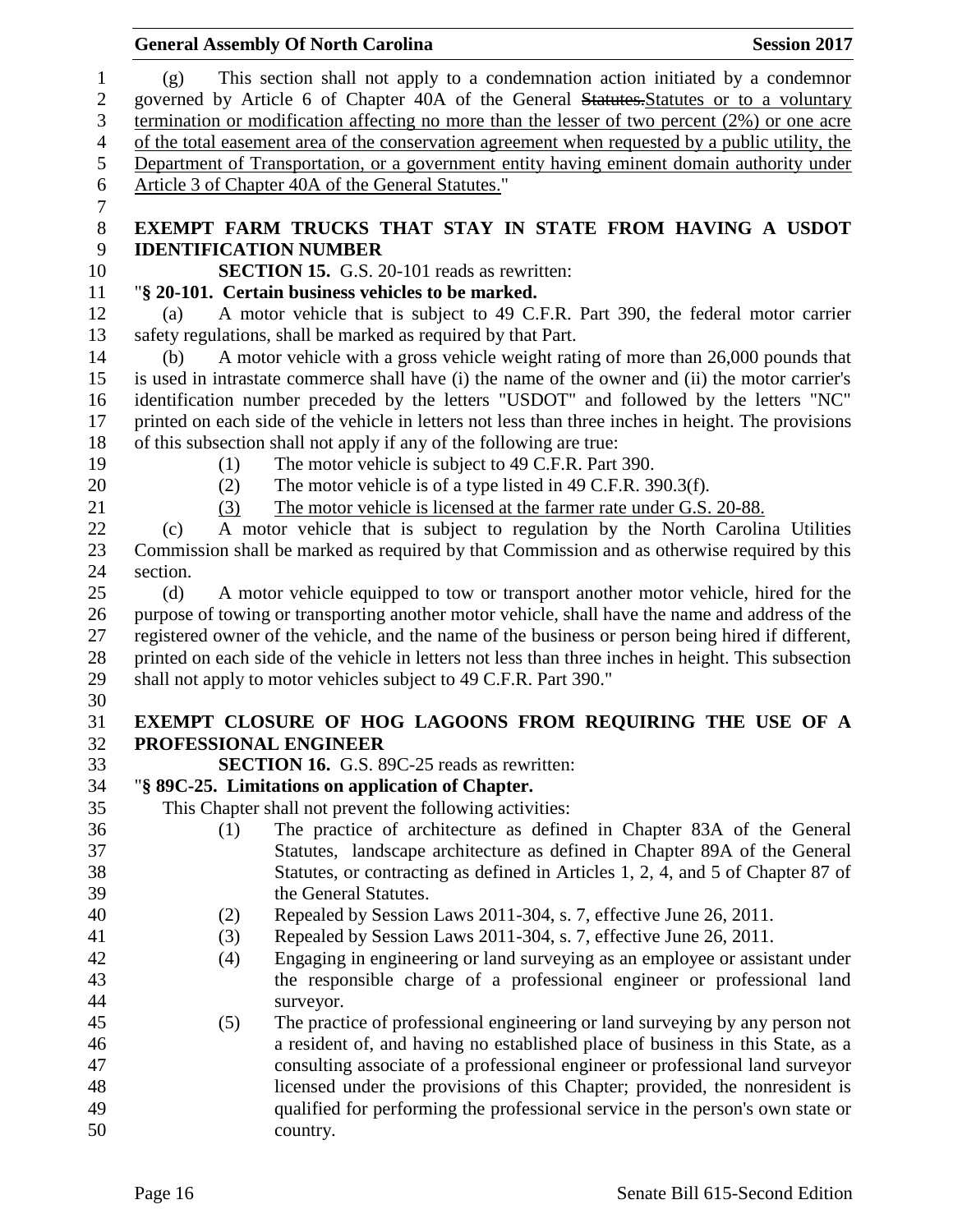(g) This section shall not apply to a condemnation action initiated by a condemnor governed by Article 6 of Chapter 40A of the General ~~Statutes.~~Statutes or to a voluntary termination or modification affecting no more than the lesser of two percent (2%) or one acre of the total easement area of the conservation agreement when requested by a public utility, the Department of Transportation, or a government entity having eminent domain authority under Article 3 of Chapter 40A of the General Statutes."

**EXEMPT FARM TRUCKS THAT STAY IN STATE FROM HAVING A USDOT IDENTIFICATION NUMBER**

**SECTION 15.** G.S. 20-101 reads as rewritten:

"**§ 20-101. Certain business vehicles to be marked.**

(a) A motor vehicle that is subject to 49 C.F.R. Part 390, the federal motor carrier safety regulations, shall be marked as required by that Part.

(b) A motor vehicle with a gross vehicle weight rating of more than 26,000 pounds that is used in intrastate commerce shall have (i) the name of the owner and (ii) the motor carrier's identification number preceded by the letters "USDOT" and followed by the letters "NC" printed on each side of the vehicle in letters not less than three inches in height. The provisions of this subsection shall not apply if any of the following are true:

(1) The motor vehicle is subject to 49 C.F.R. Part 390.

(2) The motor vehicle is of a type listed in 49 C.F.R. 390.3(f).

(3) The motor vehicle is licensed at the farmer rate under G.S. 20-88.

(c) A motor vehicle that is subject to regulation by the North Carolina Utilities Commission shall be marked as required by that Commission and as otherwise required by this section.

(d) A motor vehicle equipped to tow or transport another motor vehicle, hired for the purpose of towing or transporting another motor vehicle, shall have the name and address of the registered owner of the vehicle, and the name of the business or person being hired if different, printed on each side of the vehicle in letters not less than three inches in height. This subsection shall not apply to motor vehicles subject to 49 C.F.R. Part 390."

**EXEMPT CLOSURE OF HOG LAGOONS FROM REQUIRING THE USE OF A PROFESSIONAL ENGINEER**

**SECTION 16.** G.S. 89C-25 reads as rewritten:

"**§ 89C-25. Limitations on application of Chapter.**

This Chapter shall not prevent the following activities:

(1) The practice of architecture as defined in Chapter 83A of the General Statutes, landscape architecture as defined in Chapter 89A of the General Statutes, or contracting as defined in Articles 1, 2, 4, and 5 of Chapter 87 of the General Statutes.

(2) Repealed by Session Laws 2011-304, s. 7, effective June 26, 2011.

(3) Repealed by Session Laws 2011-304, s. 7, effective June 26, 2011.

(4) Engaging in engineering or land surveying as an employee or assistant under the responsible charge of a professional engineer or professional land surveyor.

(5) The practice of professional engineering or land surveying by any person not a resident of, and having no established place of business in this State, as a consulting associate of a professional engineer or professional land surveyor licensed under the provisions of this Chapter; provided, the nonresident is qualified for performing the professional service in the person's own state or country.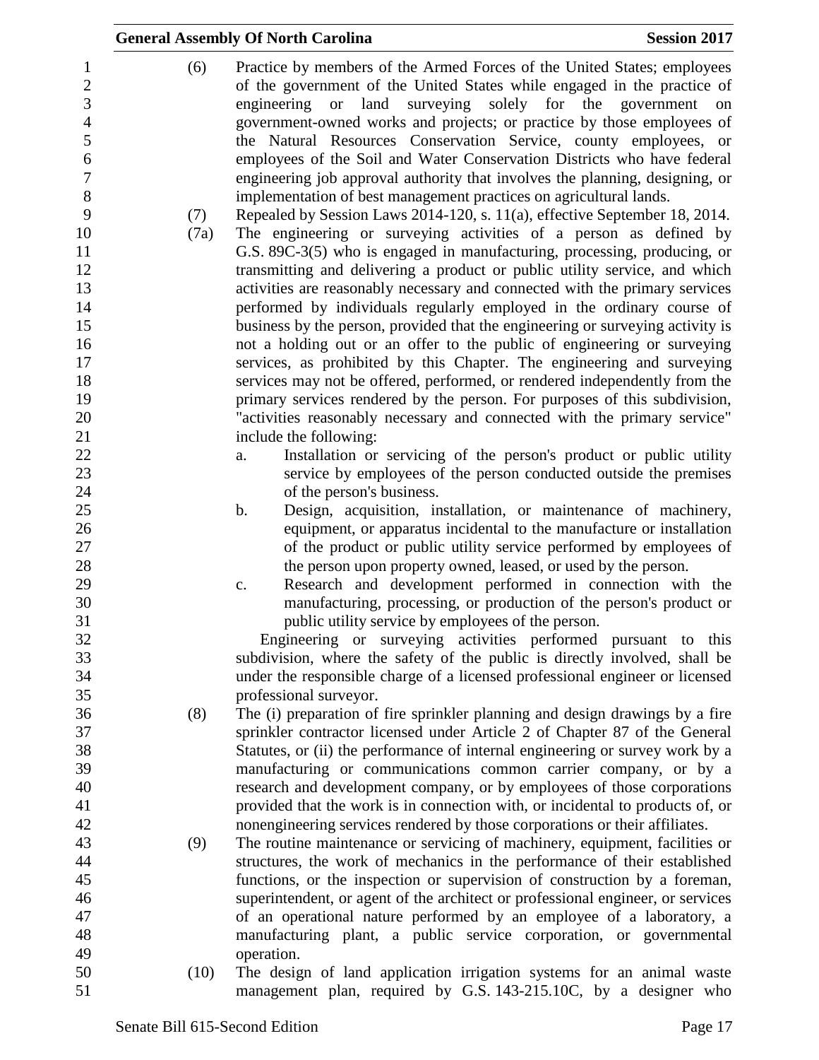(6) Practice by members of the Armed Forces of the United States; employees of the government of the United States while engaged in the practice of engineering or land surveying solely for the government on government-owned works and projects; or practice by those employees of the Natural Resources Conservation Service, county employees, or employees of the Soil and Water Conservation Districts who have federal engineering job approval authority that involves the planning, designing, or implementation of best management practices on agricultural lands.

(7) Repealed by Session Laws 2014-120, s. 11(a), effective September 18, 2014.

(7a) The engineering or surveying activities of a person as defined by G.S. 89C-3(5) who is engaged in manufacturing, processing, producing, or transmitting and delivering a product or public utility service, and which activities are reasonably necessary and connected with the primary services performed by individuals regularly employed in the ordinary course of business by the person, provided that the engineering or surveying activity is not a holding out or an offer to the public of engineering or surveying services, as prohibited by this Chapter. The engineering and surveying services may not be offered, performed, or rendered independently from the primary services rendered by the person. For purposes of this subdivision, "activities reasonably necessary and connected with the primary service" include the following:

a. Installation or servicing of the person's product or public utility service by employees of the person conducted outside the premises of the person's business.

b. Design, acquisition, installation, or maintenance of machinery, equipment, or apparatus incidental to the manufacture or installation of the product or public utility service performed by employees of the person upon property owned, leased, or used by the person.

c. Research and development performed in connection with the manufacturing, processing, or production of the person's product or public utility service by employees of the person.

Engineering or surveying activities performed pursuant to this subdivision, where the safety of the public is directly involved, shall be under the responsible charge of a licensed professional engineer or licensed professional surveyor.

(8) The (i) preparation of fire sprinkler planning and design drawings by a fire sprinkler contractor licensed under Article 2 of Chapter 87 of the General Statutes, or (ii) the performance of internal engineering or survey work by a manufacturing or communications common carrier company, or by a research and development company, or by employees of those corporations provided that the work is in connection with, or incidental to products of, or nonengineering services rendered by those corporations or their affiliates.

(9) The routine maintenance or servicing of machinery, equipment, facilities or structures, the work of mechanics in the performance of their established functions, or the inspection or supervision of construction by a foreman, superintendent, or agent of the architect or professional engineer, or services of an operational nature performed by an employee of a laboratory, a manufacturing plant, a public service corporation, or governmental operation.

(10) The design of land application irrigation systems for an animal waste management plan, required by G.S. 143-215.10C, by a designer who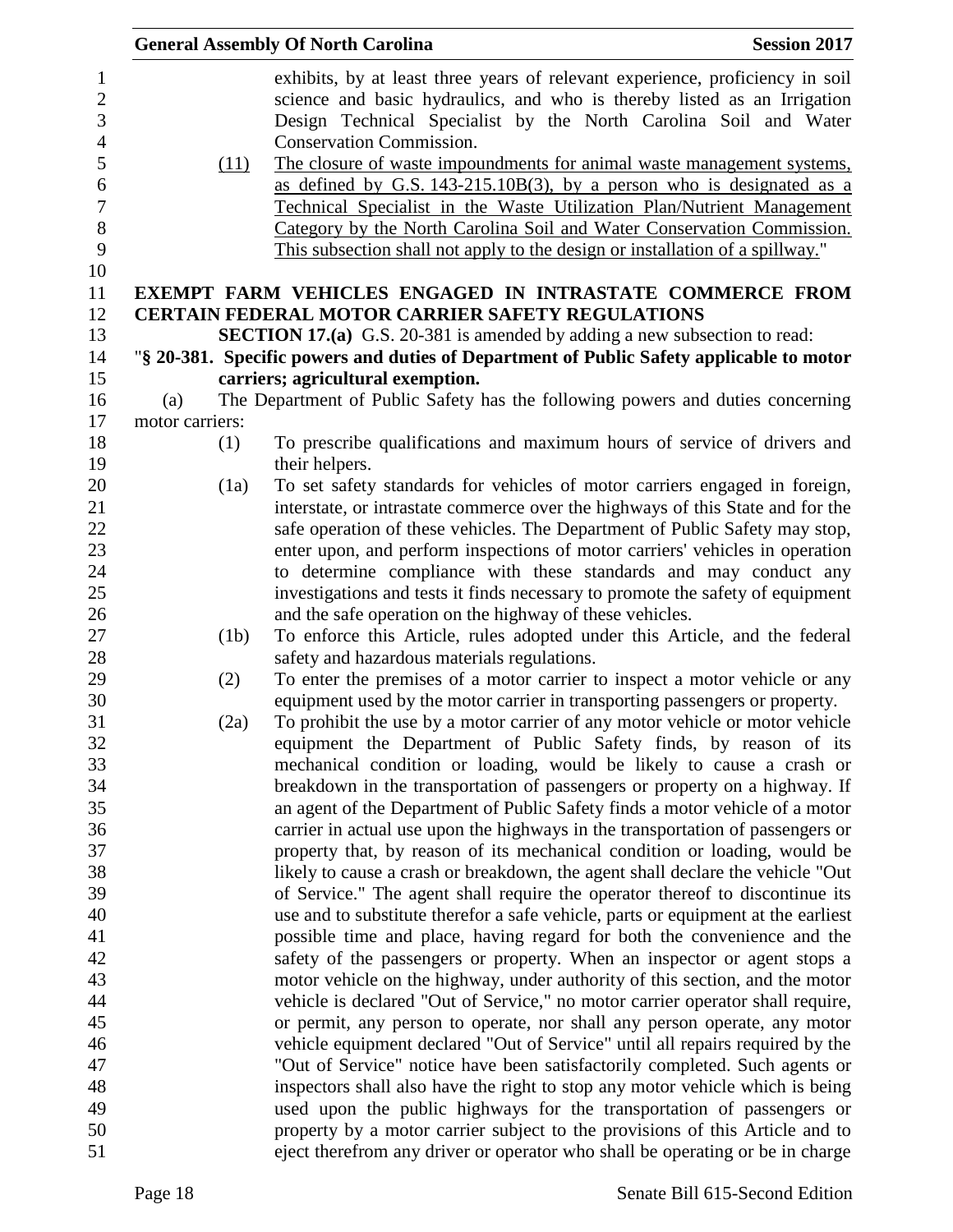exhibits, by at least three years of relevant experience, proficiency in soil science and basic hydraulics, and who is thereby listed as an Irrigation Design Technical Specialist by the North Carolina Soil and Water Conservation Commission.

(11) The closure of waste impoundments for animal waste management systems, as defined by G.S. 143-215.10B(3), by a person who is designated as a Technical Specialist in the Waste Utilization Plan/Nutrient Management Category by the North Carolina Soil and Water Conservation Commission. This subsection shall not apply to the design or installation of a spillway."

**EXEMPT FARM VEHICLES ENGAGED IN INTRASTATE COMMERCE FROM CERTAIN FEDERAL MOTOR CARRIER SAFETY REGULATIONS**

**SECTION 17.(a)** G.S. 20-381 is amended by adding a new subsection to read:

"**§ 20-381. Specific powers and duties of Department of Public Safety applicable to motor carriers; agricultural exemption.**

(a) The Department of Public Safety has the following powers and duties concerning motor carriers:

(1) To prescribe qualifications and maximum hours of service of drivers and their helpers.

(1a) To set safety standards for vehicles of motor carriers engaged in foreign, interstate, or intrastate commerce over the highways of this State and for the safe operation of these vehicles. The Department of Public Safety may stop, enter upon, and perform inspections of motor carriers' vehicles in operation to determine compliance with these standards and may conduct any investigations and tests it finds necessary to promote the safety of equipment and the safe operation on the highway of these vehicles.

(1b) To enforce this Article, rules adopted under this Article, and the federal safety and hazardous materials regulations.

(2) To enter the premises of a motor carrier to inspect a motor vehicle or any equipment used by the motor carrier in transporting passengers or property.

(2a) To prohibit the use by a motor carrier of any motor vehicle or motor vehicle equipment the Department of Public Safety finds, by reason of its mechanical condition or loading, would be likely to cause a crash or breakdown in the transportation of passengers or property on a highway. If an agent of the Department of Public Safety finds a motor vehicle of a motor carrier in actual use upon the highways in the transportation of passengers or property that, by reason of its mechanical condition or loading, would be likely to cause a crash or breakdown, the agent shall declare the vehicle "Out of Service." The agent shall require the operator thereof to discontinue its use and to substitute therefor a safe vehicle, parts or equipment at the earliest possible time and place, having regard for both the convenience and the safety of the passengers or property. When an inspector or agent stops a motor vehicle on the highway, under authority of this section, and the motor vehicle is declared "Out of Service," no motor carrier operator shall require, or permit, any person to operate, nor shall any person operate, any motor vehicle equipment declared "Out of Service" until all repairs required by the "Out of Service" notice have been satisfactorily completed. Such agents or inspectors shall also have the right to stop any motor vehicle which is being used upon the public highways for the transportation of passengers or property by a motor carrier subject to the provisions of this Article and to eject therefrom any driver or operator who shall be operating or be in charge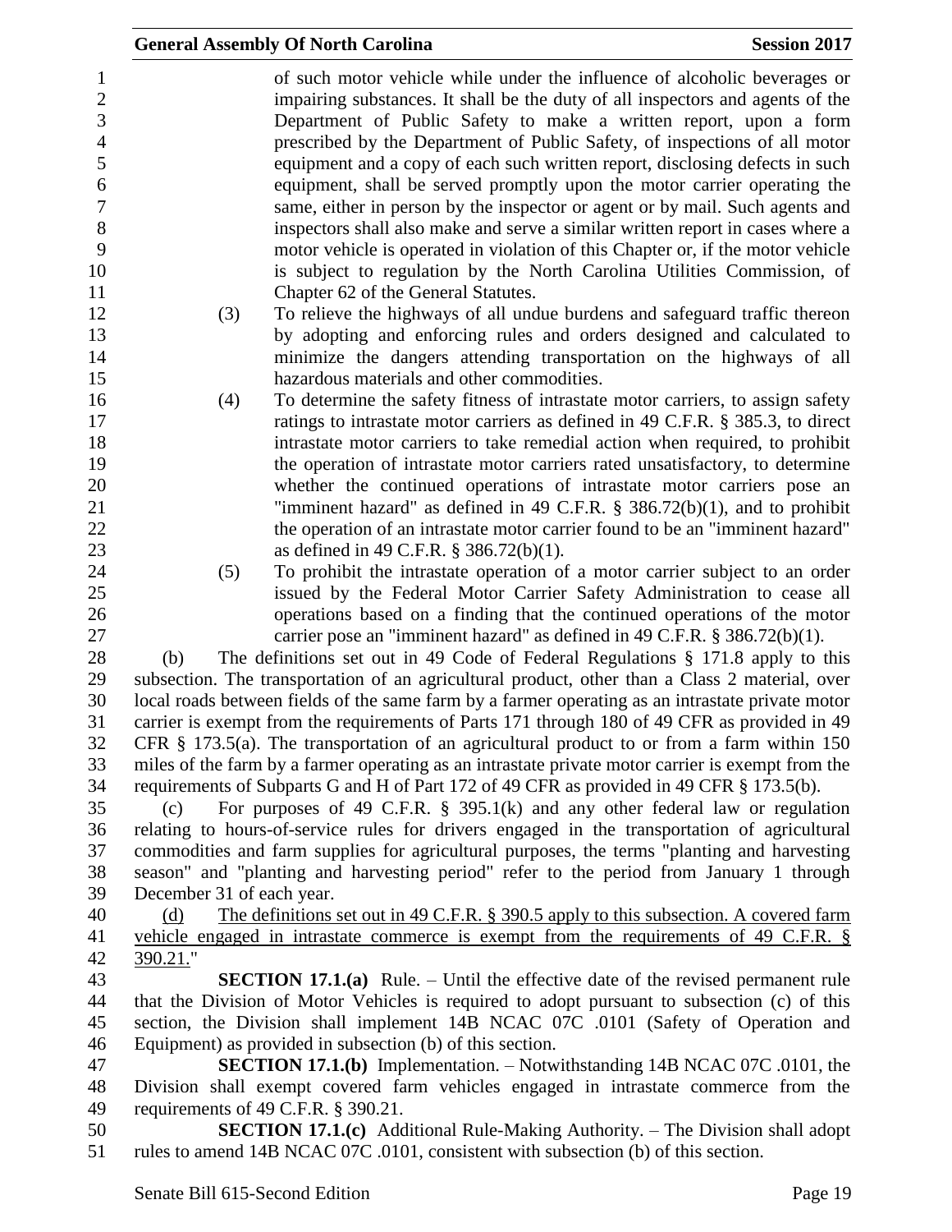of such motor vehicle while under the influence of alcoholic beverages or impairing substances. It shall be the duty of all inspectors and agents of the Department of Public Safety to make a written report, upon a form prescribed by the Department of Public Safety, of inspections of all motor equipment and a copy of each such written report, disclosing defects in such equipment, shall be served promptly upon the motor carrier operating the same, either in person by the inspector or agent or by mail. Such agents and inspectors shall also make and serve a similar written report in cases where a motor vehicle is operated in violation of this Chapter or, if the motor vehicle is subject to regulation by the North Carolina Utilities Commission, of Chapter 62 of the General Statutes.

(3) To relieve the highways of all undue burdens and safeguard traffic thereon by adopting and enforcing rules and orders designed and calculated to minimize the dangers attending transportation on the highways of all hazardous materials and other commodities.

(4) To determine the safety fitness of intrastate motor carriers, to assign safety ratings to intrastate motor carriers as defined in 49 C.F.R. § 385.3, to direct intrastate motor carriers to take remedial action when required, to prohibit the operation of intrastate motor carriers rated unsatisfactory, to determine whether the continued operations of intrastate motor carriers pose an "imminent hazard" as defined in 49 C.F.R. § 386.72(b)(1), and to prohibit the operation of an intrastate motor carrier found to be an "imminent hazard" as defined in 49 C.F.R. § 386.72(b)(1).

(5) To prohibit the intrastate operation of a motor carrier subject to an order issued by the Federal Motor Carrier Safety Administration to cease all operations based on a finding that the continued operations of the motor carrier pose an "imminent hazard" as defined in 49 C.F.R. § 386.72(b)(1).

(b) The definitions set out in 49 Code of Federal Regulations § 171.8 apply to this subsection. The transportation of an agricultural product, other than a Class 2 material, over local roads between fields of the same farm by a farmer operating as an intrastate private motor carrier is exempt from the requirements of Parts 171 through 180 of 49 CFR as provided in 49 CFR § 173.5(a). The transportation of an agricultural product to or from a farm within 150 miles of the farm by a farmer operating as an intrastate private motor carrier is exempt from the requirements of Subparts G and H of Part 172 of 49 CFR as provided in 49 CFR § 173.5(b).

(c) For purposes of 49 C.F.R. § 395.1(k) and any other federal law or regulation relating to hours-of-service rules for drivers engaged in the transportation of agricultural commodities and farm supplies for agricultural purposes, the terms "planting and harvesting season" and "planting and harvesting period" refer to the period from January 1 through December 31 of each year.

<u>(d) The definitions set out in 49 C.F.R. § 390.5 apply to this subsection. A covered farm vehicle engaged in intrastate commerce is exempt from the requirements of 49 C.F.R. § 390.21.</u>"

**SECTION 17.1.(a)** Rule. – Until the effective date of the revised permanent rule that the Division of Motor Vehicles is required to adopt pursuant to subsection (c) of this section, the Division shall implement 14B NCAC 07C .0101 (Safety of Operation and Equipment) as provided in subsection (b) of this section.

**SECTION 17.1.(b)** Implementation. – Notwithstanding 14B NCAC 07C .0101, the Division shall exempt covered farm vehicles engaged in intrastate commerce from the requirements of 49 C.F.R. § 390.21.

**SECTION 17.1.(c)** Additional Rule-Making Authority. – The Division shall adopt rules to amend 14B NCAC 07C .0101, consistent with subsection (b) of this section.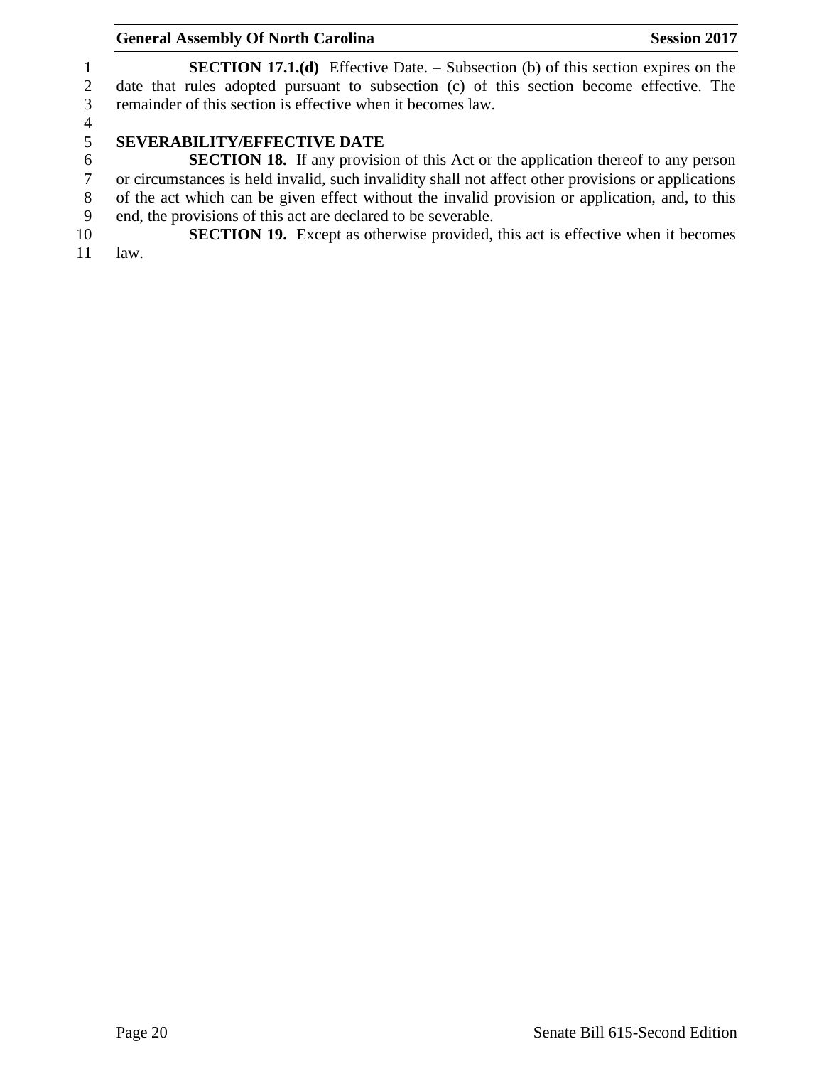**SECTION 17.1.(d)** Effective Date. – Subsection (b) of this section expires on the date that rules adopted pursuant to subsection (c) of this section become effective. The remainder of this section is effective when it becomes law.

**SEVERABILITY/EFFECTIVE DATE**

**SECTION 18.** If any provision of this Act or the application thereof to any person or circumstances is held invalid, such invalidity shall not affect other provisions or applications of the act which can be given effect without the invalid provision or application, and, to this end, the provisions of this act are declared to be severable.

**SECTION 19.** Except as otherwise provided, this act is effective when it becomes law.